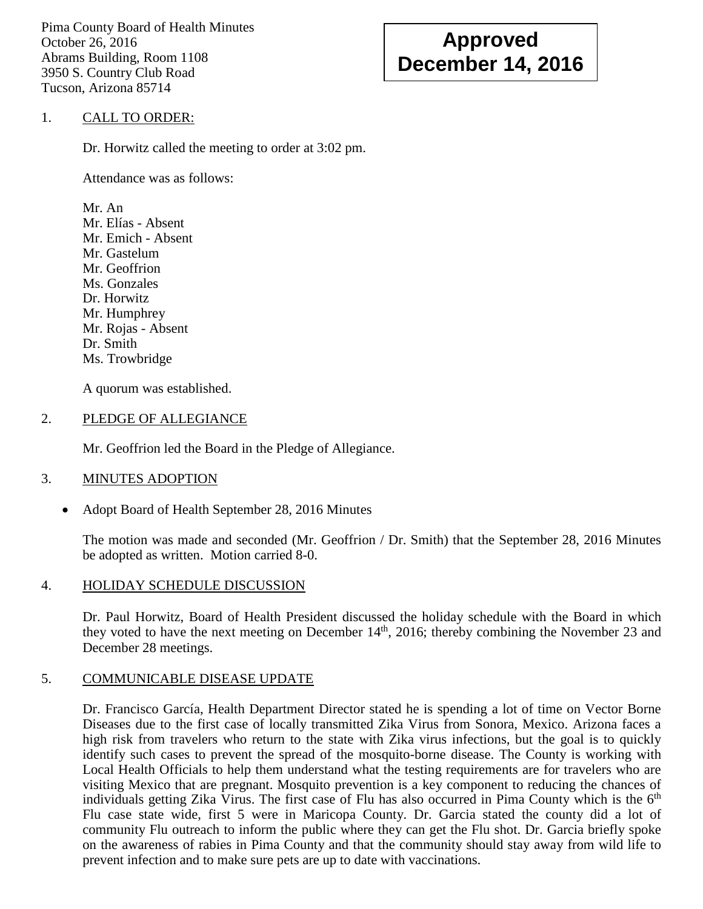Pima County Board of Health Minutes
October 26, 2016
Abrams Building, Room 1108
3950 S. Country Club Road
Tucson, Arizona 85714

**Approved**
**December 14, 2016**

1. CALL TO ORDER:

Dr. Horwitz called the meeting to order at 3:02 pm.

Attendance was as follows:

Mr. An
Mr. Elías - Absent
Mr. Emich - Absent
Mr. Gastelum
Mr. Geoffrion
Ms. Gonzales
Dr. Horwitz
Mr. Humphrey
Mr. Rojas - Absent
Dr. Smith
Ms. Trowbridge

A quorum was established.

2. PLEDGE OF ALLEGIANCE

Mr. Geoffrion led the Board in the Pledge of Allegiance.

3. MINUTES ADOPTION

- Adopt Board of Health September 28, 2016 Minutes

The motion was made and seconded (Mr. Geoffrion / Dr. Smith) that the September 28, 2016 Minutes be adopted as written. Motion carried 8-0.

4. HOLIDAY SCHEDULE DISCUSSION

Dr. Paul Horwitz, Board of Health President discussed the holiday schedule with the Board in which they voted to have the next meeting on December 14th, 2016; thereby combining the November 23 and December 28 meetings.

5. COMMUNICABLE DISEASE UPDATE

Dr. Francisco García, Health Department Director stated he is spending a lot of time on Vector Borne Diseases due to the first case of locally transmitted Zika Virus from Sonora, Mexico. Arizona faces a high risk from travelers who return to the state with Zika virus infections, but the goal is to quickly identify such cases to prevent the spread of the mosquito-borne disease. The County is working with Local Health Officials to help them understand what the testing requirements are for travelers who are visiting Mexico that are pregnant. Mosquito prevention is a key component to reducing the chances of individuals getting Zika Virus. The first case of Flu has also occurred in Pima County which is the 6th Flu case state wide, first 5 were in Maricopa County. Dr. Garcia stated the county did a lot of community Flu outreach to inform the public where they can get the Flu shot. Dr. Garcia briefly spoke on the awareness of rabies in Pima County and that the community should stay away from wild life to prevent infection and to make sure pets are up to date with vaccinations.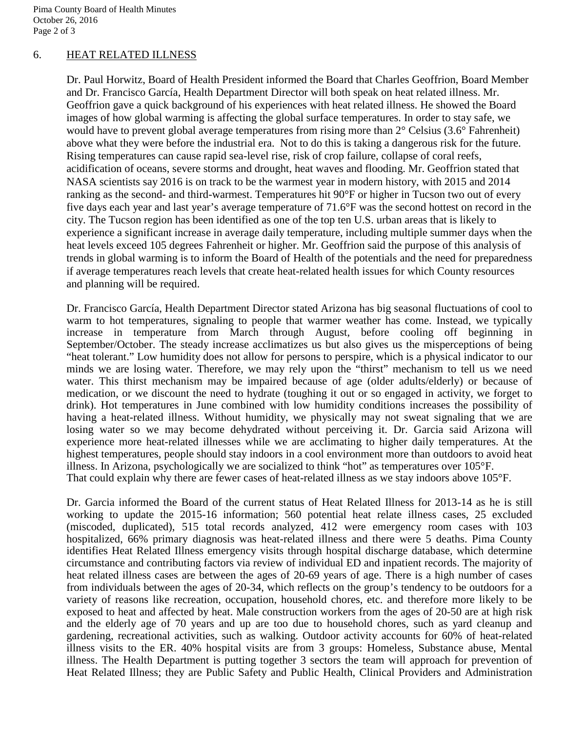## 6. HEAT RELATED ILLNESS

Dr. Paul Horwitz, Board of Health President informed the Board that Charles Geoffrion, Board Member and Dr. Francisco García, Health Department Director will both speak on heat related illness. Mr. Geoffrion gave a quick background of his experiences with heat related illness. He showed the Board images of how global warming is affecting the global surface temperatures. In order to stay safe, we would have to prevent global average temperatures from rising more than 2° Celsius (3.6° Fahrenheit) above what they were before the industrial era. Not to do this is taking a dangerous risk for the future. Rising temperatures can cause rapid sea-level rise, risk of crop failure, collapse of coral reefs, acidification of oceans, severe storms and drought, heat waves and flooding. Mr. Geoffrion stated that NASA scientists say 2016 is on track to be the warmest year in modern history, with 2015 and 2014 ranking as the second- and third-warmest. Temperatures hit 90°F or higher in Tucson two out of every five days each year and last year's average temperature of 71.6°F was the second hottest on record in the city. The Tucson region has been identified as one of the top ten U.S. urban areas that is likely to experience a significant increase in average daily temperature, including multiple summer days when the heat levels exceed 105 degrees Fahrenheit or higher. Mr. Geoffrion said the purpose of this analysis of trends in global warming is to inform the Board of Health of the potentials and the need for preparedness if average temperatures reach levels that create heat-related health issues for which County resources and planning will be required.

Dr. Francisco García, Health Department Director stated Arizona has big seasonal fluctuations of cool to warm to hot temperatures, signaling to people that warmer weather has come. Instead, we typically increase in temperature from March through August, before cooling off beginning in September/October. The steady increase acclimatizes us but also gives us the misperceptions of being "heat tolerant." Low humidity does not allow for persons to perspire, which is a physical indicator to our minds we are losing water. Therefore, we may rely upon the "thirst" mechanism to tell us we need water. This thirst mechanism may be impaired because of age (older adults/elderly) or because of medication, or we discount the need to hydrate (toughing it out or so engaged in activity, we forget to drink). Hot temperatures in June combined with low humidity conditions increases the possibility of having a heat-related illness. Without humidity, we physically may not sweat signaling that we are losing water so we may become dehydrated without perceiving it. Dr. Garcia said Arizona will experience more heat-related illnesses while we are acclimating to higher daily temperatures. At the highest temperatures, people should stay indoors in a cool environment more than outdoors to avoid heat illness. In Arizona, psychologically we are socialized to think "hot" as temperatures over 105°F. That could explain why there are fewer cases of heat-related illness as we stay indoors above 105°F.

Dr. Garcia informed the Board of the current status of Heat Related Illness for 2013-14 as he is still working to update the 2015-16 information; 560 potential heat relate illness cases, 25 excluded (miscoded, duplicated), 515 total records analyzed, 412 were emergency room cases with 103 hospitalized, 66% primary diagnosis was heat-related illness and there were 5 deaths. Pima County identifies Heat Related Illness emergency visits through hospital discharge database, which determine circumstance and contributing factors via review of individual ED and inpatient records. The majority of heat related illness cases are between the ages of 20-69 years of age. There is a high number of cases from individuals between the ages of 20-34, which reflects on the group's tendency to be outdoors for a variety of reasons like recreation, occupation, household chores, etc. and therefore more likely to be exposed to heat and affected by heat. Male construction workers from the ages of 20-50 are at high risk and the elderly age of 70 years and up are too due to household chores, such as yard cleanup and gardening, recreational activities, such as walking. Outdoor activity accounts for 60% of heat-related illness visits to the ER. 40% hospital visits are from 3 groups: Homeless, Substance abuse, Mental illness. The Health Department is putting together 3 sectors the team will approach for prevention of Heat Related Illness; they are Public Safety and Public Health, Clinical Providers and Administration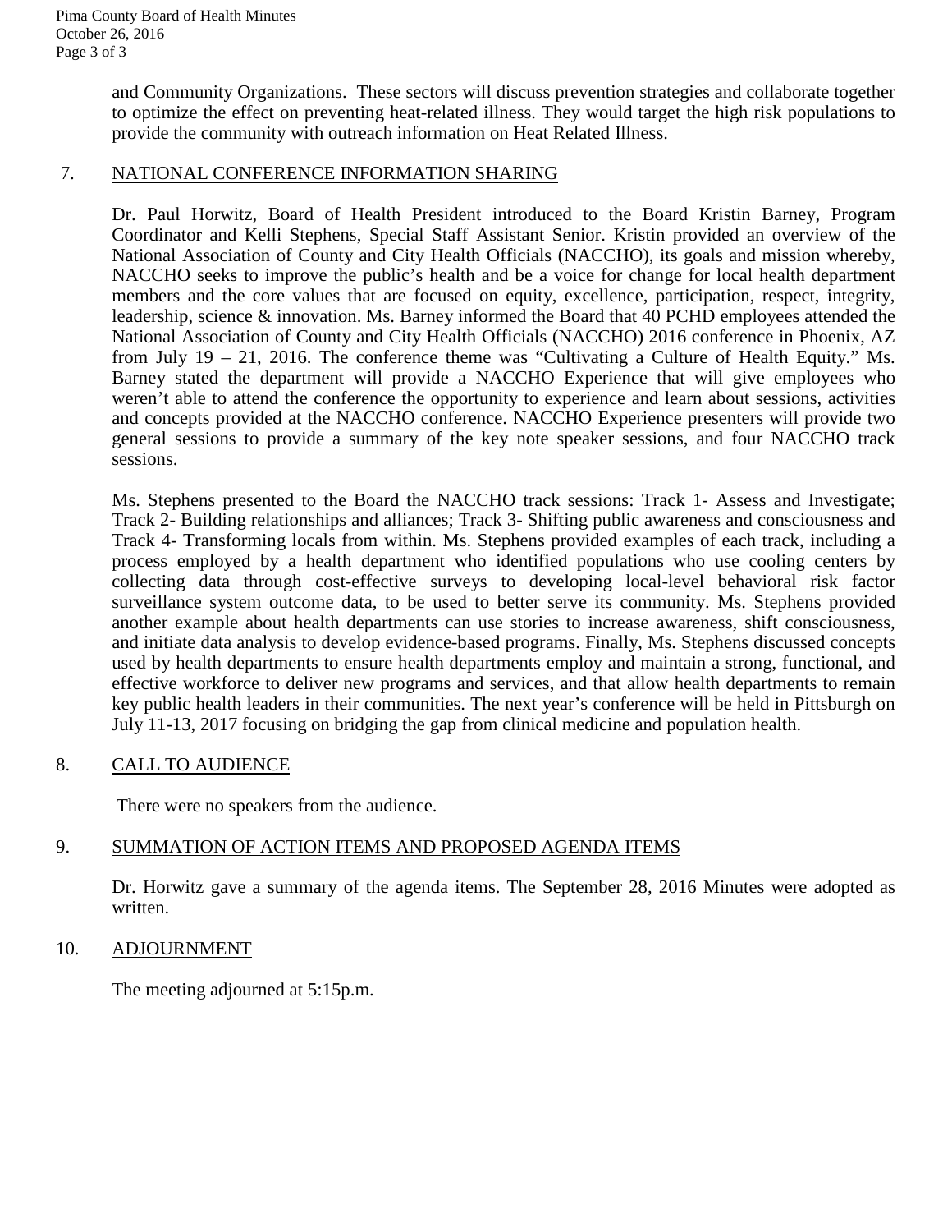and Community Organizations. These sectors will discuss prevention strategies and collaborate together to optimize the effect on preventing heat-related illness. They would target the high risk populations to provide the community with outreach information on Heat Related Illness.

7. NATIONAL CONFERENCE INFORMATION SHARING

Dr. Paul Horwitz, Board of Health President introduced to the Board Kristin Barney, Program Coordinator and Kelli Stephens, Special Staff Assistant Senior. Kristin provided an overview of the National Association of County and City Health Officials (NACCHO), its goals and mission whereby, NACCHO seeks to improve the public's health and be a voice for change for local health department members and the core values that are focused on equity, excellence, participation, respect, integrity, leadership, science & innovation. Ms. Barney informed the Board that 40 PCHD employees attended the National Association of County and City Health Officials (NACCHO) 2016 conference in Phoenix, AZ from July 19 – 21, 2016. The conference theme was "Cultivating a Culture of Health Equity." Ms. Barney stated the department will provide a NACCHO Experience that will give employees who weren't able to attend the conference the opportunity to experience and learn about sessions, activities and concepts provided at the NACCHO conference. NACCHO Experience presenters will provide two general sessions to provide a summary of the key note speaker sessions, and four NACCHO track sessions.

Ms. Stephens presented to the Board the NACCHO track sessions: Track 1- Assess and Investigate; Track 2- Building relationships and alliances; Track 3- Shifting public awareness and consciousness and Track 4- Transforming locals from within. Ms. Stephens provided examples of each track, including a process employed by a health department who identified populations who use cooling centers by collecting data through cost-effective surveys to developing local-level behavioral risk factor surveillance system outcome data, to be used to better serve its community. Ms. Stephens provided another example about health departments can use stories to increase awareness, shift consciousness, and initiate data analysis to develop evidence-based programs. Finally, Ms. Stephens discussed concepts used by health departments to ensure health departments employ and maintain a strong, functional, and effective workforce to deliver new programs and services, and that allow health departments to remain key public health leaders in their communities. The next year's conference will be held in Pittsburgh on July 11-13, 2017 focusing on bridging the gap from clinical medicine and population health.

8. CALL TO AUDIENCE

There were no speakers from the audience.

9. SUMMATION OF ACTION ITEMS AND PROPOSED AGENDA ITEMS

Dr. Horwitz gave a summary of the agenda items. The September 28, 2016 Minutes were adopted as written.

10. ADJOURNMENT

The meeting adjourned at 5:15p.m.